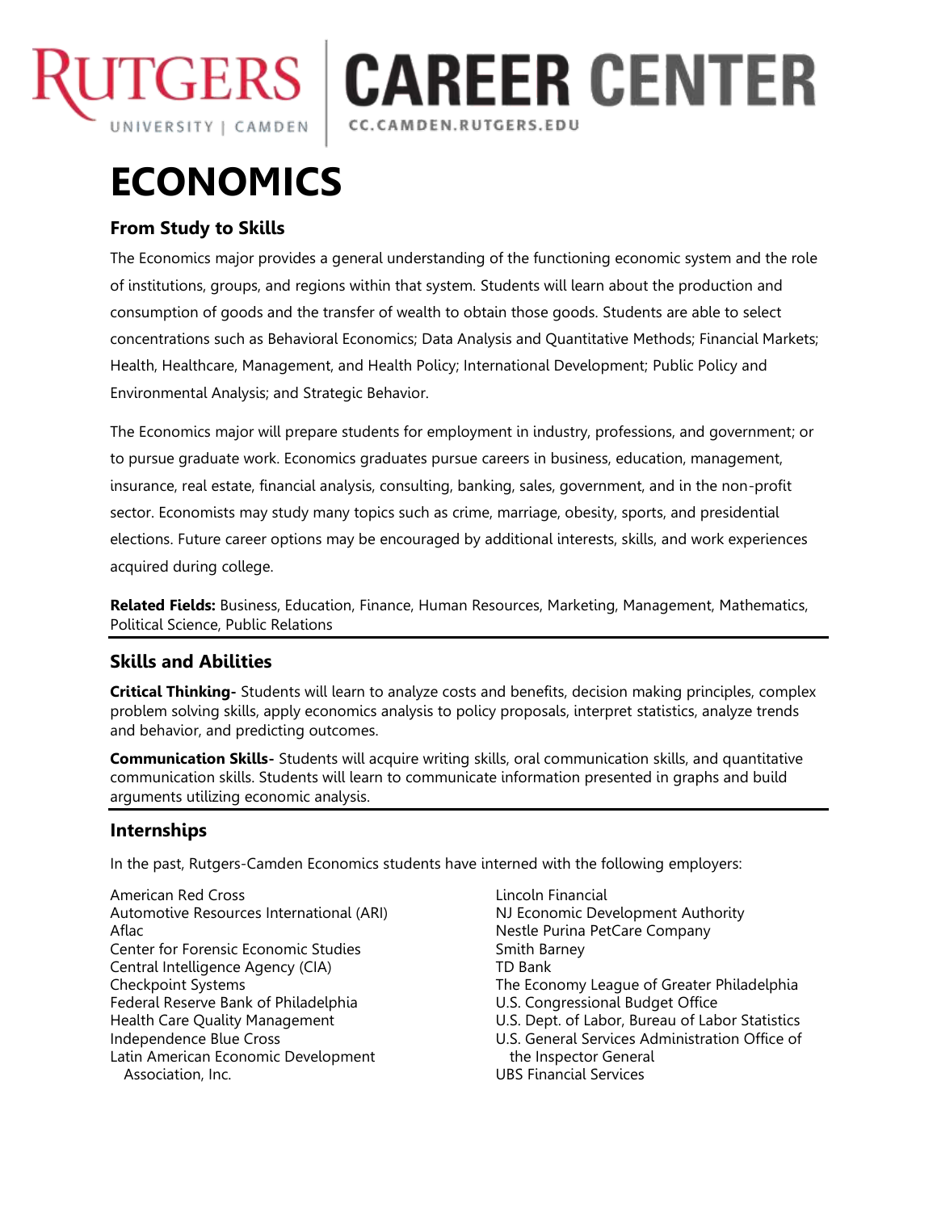RUTGERS UNIVERSITY | CAMDEN

CAREER CENTER

CC.CAMDEN.RUTGERS.EDU

# ECONOMICS

## From Study to Skills

The Economics major provides a general understanding of the functioning economic system and the role of institutions, groups, and regions within that system. Students will learn about the production and consumption of goods and the transfer of wealth to obtain those goods. Students are able to select concentrations such as Behavioral Economics; Data Analysis and Quantitative Methods; Financial Markets; Health, Healthcare, Management, and Health Policy; International Development; Public Policy and Environmental Analysis; and Strategic Behavior.

The Economics major will prepare students for employment in industry, professions, and government; or to pursue graduate work. Economics graduates pursue careers in business, education, management, insurance, real estate, financial analysis, consulting, banking, sales, government, and in the non-profit sector. Economists may study many topics such as crime, marriage, obesity, sports, and presidential elections. Future career options may be encouraged by additional interests, skills, and work experiences acquired during college.

**Related Fields:** Business, Education, Finance, Human Resources, Marketing, Management, Mathematics, Political Science, Public Relations

## Skills and Abilities

**Critical Thinking-** Students will learn to analyze costs and benefits, decision making principles, complex problem solving skills, apply economics analysis to policy proposals, interpret statistics, analyze trends and behavior, and predicting outcomes.

**Communication Skills-** Students will acquire writing skills, oral communication skills, and quantitative communication skills. Students will learn to communicate information presented in graphs and build arguments utilizing economic analysis.

## Internships

In the past, Rutgers-Camden Economics students have interned with the following employers:

American Red Cross
Automotive Resources International (ARI)
Aflac
Center for Forensic Economic Studies
Central Intelligence Agency (CIA)
Checkpoint Systems
Federal Reserve Bank of Philadelphia
Health Care Quality Management
Independence Blue Cross
Latin American Economic Development Association, Inc.
Lincoln Financial
NJ Economic Development Authority
Nestle Purina PetCare Company
Smith Barney
TD Bank
The Economy League of Greater Philadelphia
U.S. Congressional Budget Office
U.S. Dept. of Labor, Bureau of Labor Statistics
U.S. General Services Administration Office of the Inspector General
UBS Financial Services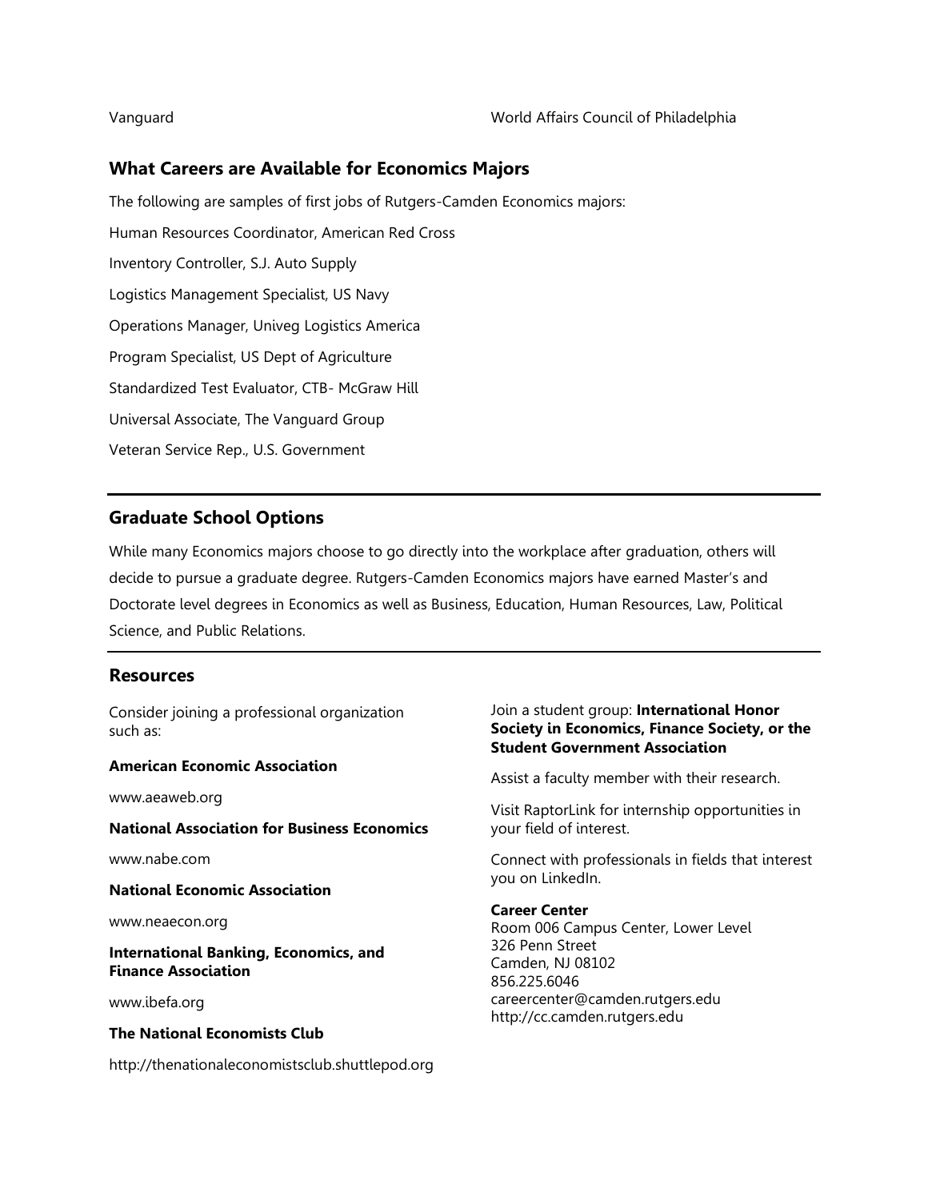Vanguard

World Affairs Council of Philadelphia

## What Careers are Available for Economics Majors

The following are samples of first jobs of Rutgers-Camden Economics majors:

Human Resources Coordinator, American Red Cross

Inventory Controller, S.J. Auto Supply

Logistics Management Specialist, US Navy

Operations Manager, Univeg Logistics America

Program Specialist, US Dept of Agriculture

Standardized Test Evaluator, CTB- McGraw Hill

Universal Associate, The Vanguard Group

Veteran Service Rep., U.S. Government

---

## Graduate School Options

While many Economics majors choose to go directly into the workplace after graduation, others will decide to pursue a graduate degree. Rutgers-Camden Economics majors have earned Master's and Doctorate level degrees in Economics as well as Business, Education, Human Resources, Law, Political Science, and Public Relations.

---

## Resources

Consider joining a professional organization such as:

**American Economic Association**

www.aeaweb.org

**National Association for Business Economics**

www.nabe.com

**National Economic Association**

www.neaecon.org

**International Banking, Economics, and Finance Association**

www.ibefa.org

**The National Economists Club**

http://thenationaleconomistsclub.shuttlepod.org

Join a student group: **International Honor Society in Economics, Finance Society, or the Student Government Association**

Assist a faculty member with their research.

Visit RaptorLink for internship opportunities in your field of interest.

Connect with professionals in fields that interest you on LinkedIn.

**Career Center**
Room 006 Campus Center, Lower Level
326 Penn Street
Camden, NJ 08102
856.225.6046
careercenter@camden.rutgers.edu
http://cc.camden.rutgers.edu